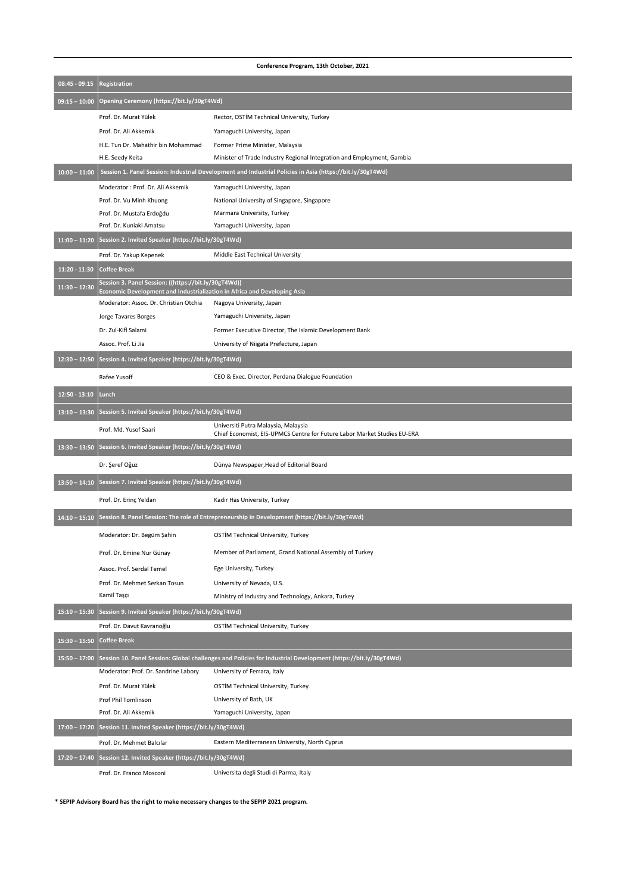**Conference Program, 13th October, 2021**

| Time | Session | |
|---|---|---|
| 08:45 - 09:15 | **Registration** | |
| 09:15 – 10:00 | **Opening Ceremony (https://bit.ly/30gT4Wd)** | |
| | Prof. Dr. Murat Yülek | Rector, OSTİM Technical University, Turkey |
| | Prof. Dr. Ali Akkemik | Yamaguchi University, Japan |
| | H.E. Tun Dr. Mahathir bin Mohammad | Former Prime Minister, Malaysia |
| | H.E. Seedy Keita | Minister of Trade Industry Regional Integration and Employment, Gambia |
| 10:00 – 11:00 | **Session 1. Panel Session: Industrial Development and Industrial Policies in Asia (https://bit.ly/30gT4Wd)** | |
| | Moderator : Prof. Dr. Ali Akkemik | Yamaguchi University, Japan |
| | Prof. Dr. Vu Minh Khuong | National University of Singapore, Singapore |
| | Prof. Dr. Mustafa Erdoğdu | Marmara University, Turkey |
| | Prof. Dr. Kuniaki Amatsu | Yamaguchi University, Japan |
| 11:00 – 11:20 | **Session 2. Invited Speaker (https://bit.ly/30gT4Wd)** | |
| | Prof. Dr. Yakup Kepenek | Middle East Technical University |
| 11:20 - 11:30 | **Coffee Break** | |
| 11:30 – 12:30 | **Session 3. Panel Session: ((https://bit.ly/30gT4Wd)) Economic Development and Industrialization in Africa and Developing Asia** | |
| | Moderator: Assoc. Dr. Christian Otchia | Nagoya University, Japan |
| | Jorge Tavares Borges | Yamaguchi University, Japan |
| | Dr. Zul-Kifl Salami | Former Executive Director, The Islamic Development Bank |
| | Assoc. Prof. Li Jia | University of Niigata Prefecture, Japan |
| 12:30 – 12:50 | **Session 4. Invited Speaker (https://bit.ly/30gT4Wd)** | |
| | Rafee Yusoff | CEO & Exec. Director, Perdana Dialogue Foundation |
| 12:50 - 13:10 | **Lunch** | |
| 13:10 – 13:30 | **Session 5. Invited Speaker (https://bit.ly/30gT4Wd)** | |
| | Prof. Md. Yusof Saari | Universiti Putra Malaysia, Malaysia<br>Chief Economist, EIS-UPMCS Centre for Future Labor Market Studies EU-ERA |
| 13:30 – 13:50 | **Session 6. Invited Speaker (https://bit.ly/30gT4Wd)** | |
| | Dr. Şeref Oğuz | Dünya Newspaper,Head of Editorial Board |
| 13:50 – 14:10 | **Session 7. Invited Speaker (https://bit.ly/30gT4Wd)** | |
| | Prof. Dr. Erinç Yeldan | Kadir Has University, Turkey |
| 14:10 – 15:10 | **Session 8. Panel Session: The role of Entrepreneurship in Development (https://bit.ly/30gT4Wd)** | |
| | Moderator: Dr. Begüm Şahin | OSTİM Technical University, Turkey |
| | Prof. Dr. Emine Nur Günay | Member of Parliament, Grand National Assembly of Turkey |
| | Assoc. Prof. Serdal Temel | Ege University, Turkey |
| | Prof. Dr. Mehmet Serkan Tosun | University of Nevada, U.S. |
| | Kamil Taşçı | Ministry of Industry and Technology, Ankara, Turkey |
| 15:10 – 15:30 | **Session 9. Invited Speaker (https://bit.ly/30gT4Wd)** | |
| | Prof. Dr. Davut Kavranoğlu | OSTİM Technical University, Turkey |
| 15:30 – 15:50 | **Coffee Break** | |
| 15:50 – 17:00 | **Session 10. Panel Session: Global challenges and Policies for Industrial Development (https://bit.ly/30gT4Wd)** | |
| | Moderator: Prof. Dr. Sandrine Labory | University of Ferrara, Italy |
| | Prof. Dr. Murat Yülek | OSTİM Technical University, Turkey |
| | Prof Phil Tomlinson | University of Bath, UK |
| | Prof. Dr. Ali Akkemik | Yamaguchi University, Japan |
| 17:00 – 17:20 | **Session 11. Invited Speaker (https://bit.ly/30gT4Wd)** | |
| | Prof. Dr. Mehmet Balcılar | Eastern Mediterranean University, North Cyprus |
| 17:20 – 17:40 | **Session 12. Invited Speaker (https://bit.ly/30gT4Wd)** | |
| | Prof. Dr. Franco Mosconi | Universita degli Studi di Parma, Italy |

**\* SEPIP Advisory Board has the right to make necessary changes to the SEPIP 2021 program.**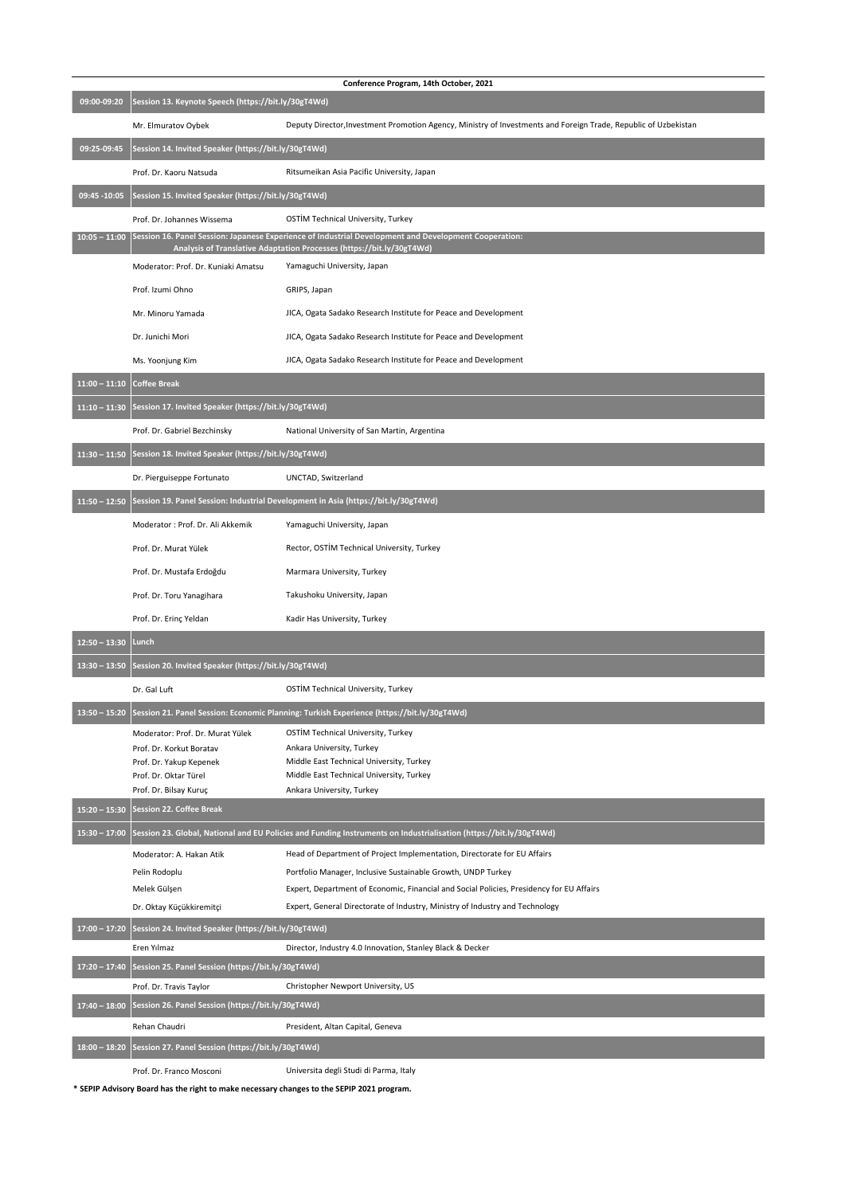| Conference Program, 14th October, 2021 | | |
|---|---|---|
| **09:00-09:20** | **Session 13. Keynote Speech (https://bit.ly/30gT4Wd)** | |
| | Mr. Elmuratov Oybek | Deputy Director,Investment Promotion Agency, Ministry of Investments and Foreign Trade, Republic of Uzbekistan |
| **09:25-09:45** | **Session 14. Invited Speaker (https://bit.ly/30gT4Wd)** | |
| | Prof. Dr. Kaoru Natsuda | Ritsumeikan Asia Pacific University, Japan |
| **09:45 -10:05** | **Session 15. Invited Speaker (https://bit.ly/30gT4Wd)** | |
| | Prof. Dr. Johannes Wissema | OSTİM Technical University, Turkey |
| **10:05 – 11:00** | **Session 16. Panel Session: Japanese Experience of Industrial Development and Development Cooperation: Analysis of Translative Adaptation Processes (https://bit.ly/30gT4Wd)** | |
| | Moderator: Prof. Dr. Kuniaki Amatsu | Yamaguchi University, Japan |
| | Prof. Izumi Ohno | GRIPS, Japan |
| | Mr. Minoru Yamada | JICA, Ogata Sadako Research Institute for Peace and Development |
| | Dr. Junichi Mori | JICA, Ogata Sadako Research Institute for Peace and Development |
| | Ms. Yoonjung Kim | JICA, Ogata Sadako Research Institute for Peace and Development |
| **11:00 – 11:10** | **Coffee Break** | |
| **11:10 – 11:30** | **Session 17. Invited Speaker (https://bit.ly/30gT4Wd)** | |
| | Prof. Dr. Gabriel Bezchinsky | National University of San Martin, Argentina |
| **11:30 – 11:50** | **Session 18. Invited Speaker (https://bit.ly/30gT4Wd)** | |
| | Dr. Pierguiseppe Fortunato | UNCTAD, Switzerland |
| **11:50 – 12:50** | **Session 19. Panel Session: Industrial Development in Asia (https://bit.ly/30gT4Wd)** | |
| | Moderator : Prof. Dr. Ali Akkemik | Yamaguchi University, Japan |
| | Prof. Dr. Murat Yülek | Rector, OSTİM Technical University, Turkey |
| | Prof. Dr. Mustafa Erdoğdu | Marmara University, Turkey |
| | Prof. Dr. Toru Yanagihara | Takushoku University, Japan |
| | Prof. Dr. Erinç Yeldan | Kadir Has University, Turkey |
| **12:50 – 13:30** | **Lunch** | |
| **13:30 – 13:50** | **Session 20. Invited Speaker (https://bit.ly/30gT4Wd)** | |
| | Dr. Gal Luft | OSTİM Technical University, Turkey |
| **13:50 – 15:20** | **Session 21. Panel Session: Economic Planning: Turkish Experience (https://bit.ly/30gT4Wd)** | |
| | Moderator: Prof. Dr. Murat Yülek | OSTİM Technical University, Turkey |
| | Prof. Dr. Korkut Boratav | Ankara University, Turkey |
| | Prof. Dr. Yakup Kepenek | Middle East Technical University, Turkey |
| | Prof. Dr. Oktar Türel | Middle East Technical University, Turkey |
| | Prof. Dr. Bilsay Kuruç | Ankara University, Turkey |
| **15:20 – 15:30** | **Session 22. Coffee Break** | |
| **15:30 – 17:00** | **Session 23. Global, National and EU Policies and Funding Instruments on Industrialisation (https://bit.ly/30gT4Wd)** | |
| | Moderator: A. Hakan Atik | Head of Department of Project Implementation, Directorate for EU Affairs |
| | Pelin Rodoplu | Portfolio Manager, Inclusive Sustainable Growth, UNDP Turkey |
| | Melek Gülşen | Expert, Department of Economic, Financial and Social Policies, Presidency for EU Affairs |
| | Dr. Oktay Küçükkiremitçi | Expert, General Directorate of Industry, Ministry of Industry and Technology |
| **17:00 – 17:20** | **Session 24. Invited Speaker (https://bit.ly/30gT4Wd)** | |
| | Eren Yılmaz | Director, Industry 4.0 Innovation, Stanley Black & Decker |
| **17:20 – 17:40** | **Session 25. Panel Session (https://bit.ly/30gT4Wd)** | |
| | Prof. Dr. Travis Taylor | Christopher Newport University, US |
| **17:40 – 18:00** | **Session 26. Panel Session (https://bit.ly/30gT4Wd)** | |
| | Rehan Chaudri | President, Altan Capital, Geneva |
| **18:00 – 18:20** | **Session 27. Panel Session (https://bit.ly/30gT4Wd)** | |
| | Prof. Dr. Franco Mosconi | Universita degli Studi di Parma, Italy |

**\* SEPIP Advisory Board has the right to make necessary changes to the SEPIP 2021 program.**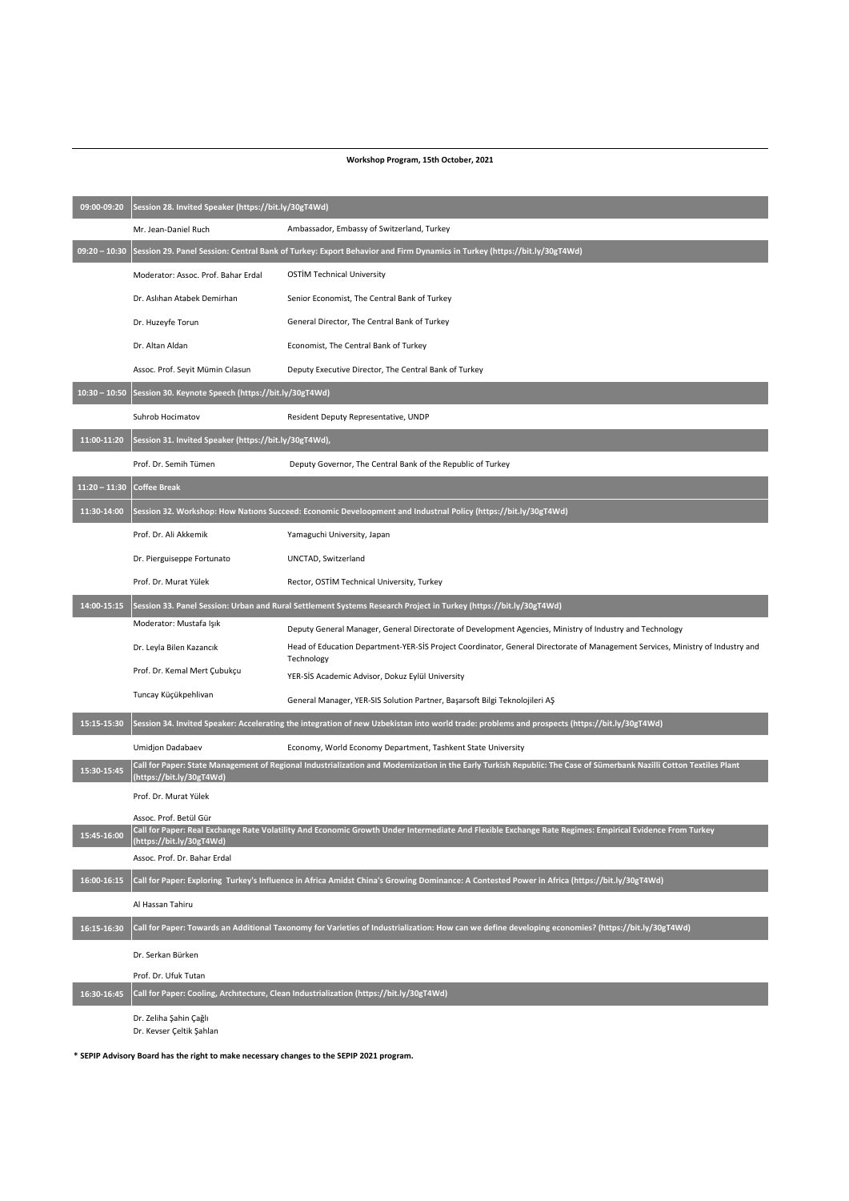**Workshop Program, 15th October, 2021**

| | | |
|---|---|---|
| **09:00-09:20** | **Session 28. Invited Speaker (https://bit.ly/30gT4Wd)** | |
| | Mr. Jean-Daniel Ruch | Ambassador, Embassy of Switzerland, Turkey |
| **09:20 – 10:30** | **Session 29. Panel Session: Central Bank of Turkey: Export Behavior and Firm Dynamics in Turkey (https://bit.ly/30gT4Wd)** | |
| | Moderator: Assoc. Prof. Bahar Erdal | OSTİM Technical University |
| | Dr. Aslıhan Atabek Demirhan | Senior Economist, The Central Bank of Turkey |
| | Dr. Huzeyfe Torun | General Director, The Central Bank of Turkey |
| | Dr. Altan Aldan | Economist, The Central Bank of Turkey |
| | Assoc. Prof. Seyit Mümin Cılasun | Deputy Executive Director, The Central Bank of Turkey |
| **10:30 – 10:50** | **Session 30. Keynote Speech (https://bit.ly/30gT4Wd)** | |
| | Suhrob Hocimatov | Resident Deputy Representative, UNDP |
| **11:00-11:20** | **Session 31. Invited Speaker (https://bit.ly/30gT4Wd),** | |
| | Prof. Dr. Semih Tümen | Deputy Governor, The Central Bank of the Republic of Turkey |
| **11:20 – 11:30** | **Coffee Break** | |
| **11:30-14:00** | **Session 32. Workshop: How Natıons Succeed: Economic Develoopment and Industrıal Policy (https://bit.ly/30gT4Wd)** | |
| | Prof. Dr. Ali Akkemik | Yamaguchi University, Japan |
| | Dr. Pierguiseppe Fortunato | UNCTAD, Switzerland |
| | Prof. Dr. Murat Yülek | Rector, OSTİM Technical University, Turkey |
| **14:00-15:15** | **Session 33. Panel Session: Urban and Rural Settlement Systems Research Project in Turkey (https://bit.ly/30gT4Wd)** | |
| | Moderator: Mustafa Işık | Deputy General Manager, General Directorate of Development Agencies, Ministry of Industry and Technology |
| | Dr. Leyla Bilen Kazancık | Head of Education Department-YER-SİS Project Coordinator, General Directorate of Management Services, Ministry of Industry and Technology |
| | Prof. Dr. Kemal Mert Çubukçu | YER-SİS Academic Advisor, Dokuz Eylül University |
| | Tuncay Küçükpehlivan | General Manager, YER-SIS Solution Partner, Başarsoft Bilgi Teknolojileri AŞ |
| **15:15-15:30** | **Session 34. Invited Speaker: Accelerating the integration of new Uzbekistan into world trade: problems and prospects (https://bit.ly/30gT4Wd)** | |
| | Umidjon Dadabaev | Economy, World Economy Department, Tashkent State University |
| **15:30-15:45** | **Call for Paper: State Management of Regional Industrialization and Modernization in the Early Turkish Republic: The Case of Sümerbank Nazilli Cotton Textiles Plant (https://bit.ly/30gT4Wd)** | |
| | Prof. Dr. Murat Yülek | |
| | Assoc. Prof. Betül Gür | |
| **15:45-16:00** | **Call for Paper: Real Exchange Rate Volatility And Economic Growth Under Intermediate And Flexible Exchange Rate Regimes: Empirical Evidence From Turkey (https://bit.ly/30gT4Wd)** | |
| | Assoc. Prof. Dr. Bahar Erdal | |
| **16:00-16:15** | **Call for Paper: Exploring Turkey's Influence in Africa Amidst China's Growing Dominance: A Contested Power in Africa (https://bit.ly/30gT4Wd)** | |
| | Al Hassan Tahiru | |
| **16:15-16:30** | **Call for Paper: Towards an Additional Taxonomy for Varieties of Industrialization: How can we define developing economies? (https://bit.ly/30gT4Wd)** | |
| | Dr. Serkan Bürken | |
| | Prof. Dr. Ufuk Tutan | |
| **16:30-16:45** | **Call for Paper: Cooling, Archıtecture, Clean Industrialization (https://bit.ly/30gT4Wd)** | |
| | Dr. Zeliha Şahin Çağlı | |
| | Dr. Kevser Çeltik Şahlan | |

**\* SEPIP Advisory Board has the right to make necessary changes to the SEPIP 2021 program.**